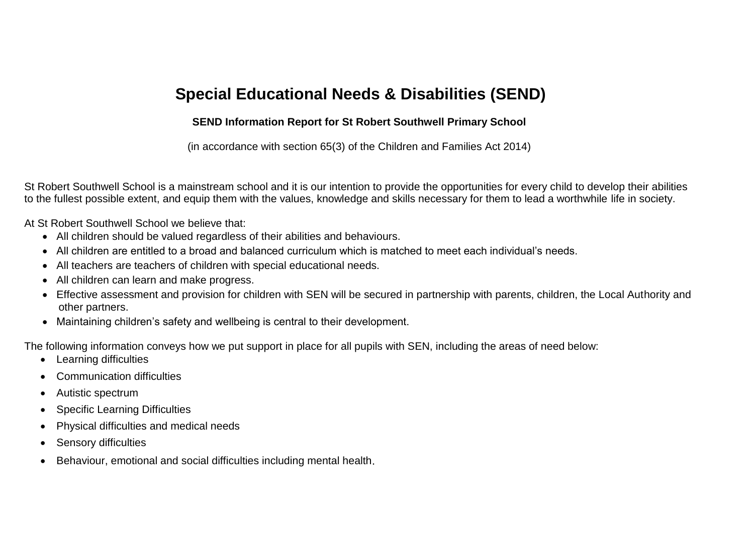# Special Educational Needs & Disabilities (SEND)

**SEND Information Report for St Robert Southwell Primary School**

(in accordance with section 65(3) of the Children and Families Act 2014)

St Robert Southwell School is a mainstream school and it is our intention to provide the opportunities for every child to develop their abilities to the fullest possible extent, and equip them with the values, knowledge and skills necessary for them to lead a worthwhile life in society.

At St Robert Southwell School we believe that:

- All children should be valued regardless of their abilities and behaviours.
- All children are entitled to a broad and balanced curriculum which is matched to meet each individual's needs.
- All teachers are teachers of children with special educational needs.
- All children can learn and make progress.
- Effective assessment and provision for children with SEN will be secured in partnership with parents, children, the Local Authority and other partners.
- Maintaining children's safety and wellbeing is central to their development.

The following information conveys how we put support in place for all pupils with SEN, including the areas of need below:

- Learning difficulties
- Communication difficulties
- Autistic spectrum
- Specific Learning Difficulties
- Physical difficulties and medical needs
- Sensory difficulties
- Behaviour, emotional and social difficulties including mental health.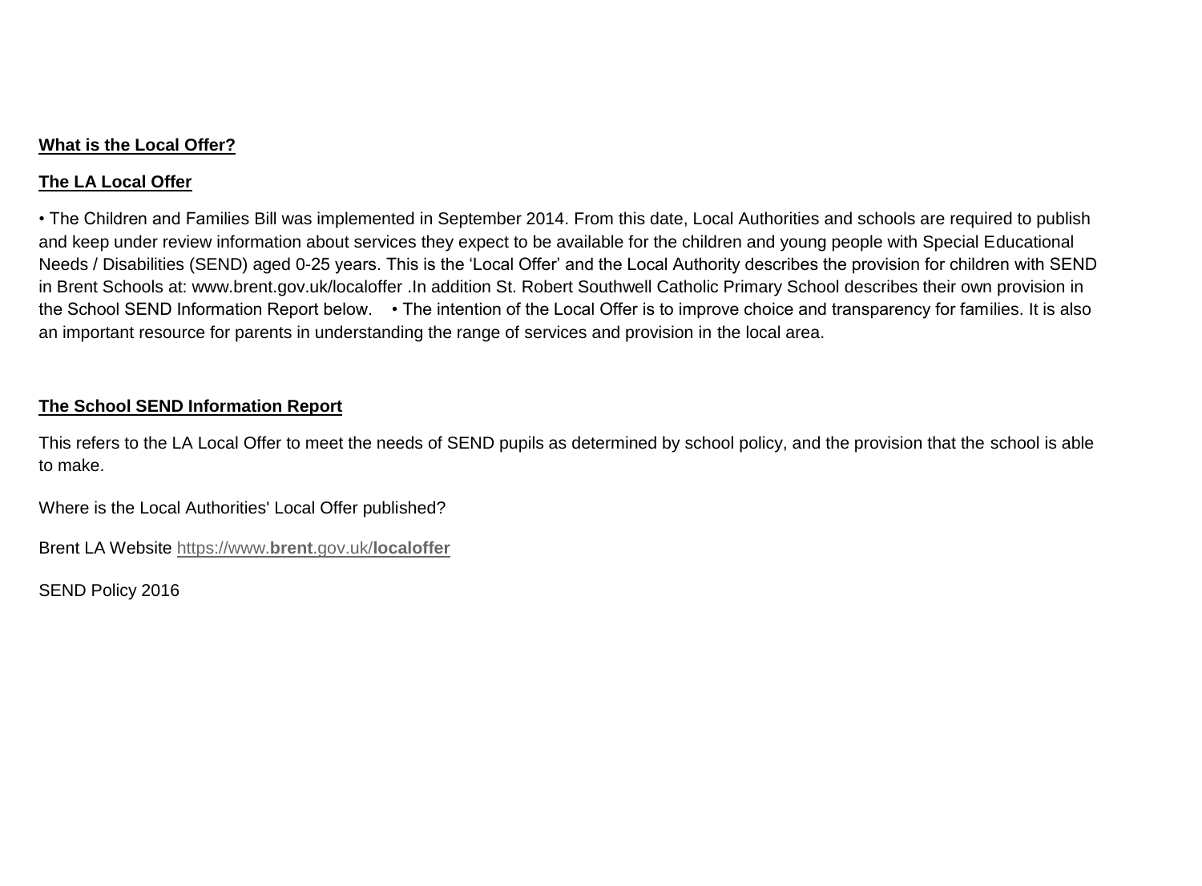**What is the Local Offer?**

**The LA Local Offer**

• The Children and Families Bill was implemented in September 2014. From this date, Local Authorities and schools are required to publish and keep under review information about services they expect to be available for the children and young people with Special Educational Needs / Disabilities (SEND) aged 0-25 years. This is the 'Local Offer' and the Local Authority describes the provision for children with SEND in Brent Schools at: www.brent.gov.uk/localoffer .In addition St. Robert Southwell Catholic Primary School describes their own provision in the School SEND Information Report below. • The intention of the Local Offer is to improve choice and transparency for families. It is also an important resource for parents in understanding the range of services and provision in the local area.

**The School SEND Information Report**

This refers to the LA Local Offer to meet the needs of SEND pupils as determined by school policy, and the provision that the school is able to make.

Where is the Local Authorities' Local Offer published?

Brent LA Website https://www.**brent**.gov.uk/**localoffer**

SEND Policy 2016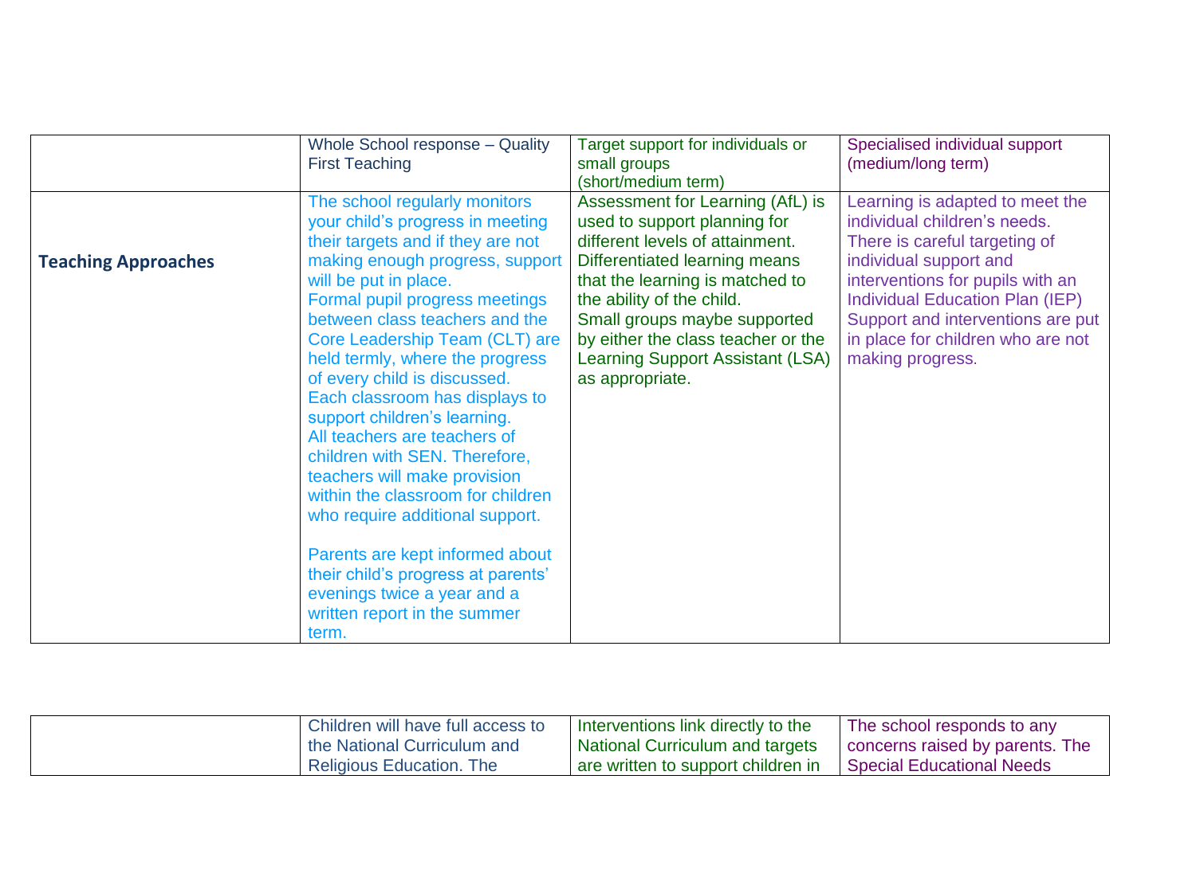| | Whole School response – Quality First Teaching | Target support for individuals or small groups (short/medium term) | Specialised individual support (medium/long term) |
|---|---|---|---|
| **Teaching Approaches** | The school regularly monitors your child's progress in meeting their targets and if they are not making enough progress, support will be put in place.<br>Formal pupil progress meetings between class teachers and the Core Leadership Team (CLT) are held termly, where the progress of every child is discussed.<br>Each classroom has displays to support children's learning.<br>All teachers are teachers of children with SEN. Therefore, teachers will make provision within the classroom for children who require additional support.<br><br>Parents are kept informed about their child's progress at parents' evenings twice a year and a written report in the summer term. | Assessment for Learning (AfL) is used to support planning for different levels of attainment.<br>Differentiated learning means that the learning is matched to the ability of the child.<br>Small groups maybe supported by either the class teacher or the Learning Support Assistant (LSA) as appropriate. | Learning is adapted to meet the individual children's needs.<br>There is careful targeting of individual support and interventions for pupils with an Individual Education Plan (IEP)<br>Support and interventions are put in place for children who are not making progress. |

| | | | |
|---|---|---|---|
| | Children will have full access to the National Curriculum and Religious Education. The | Interventions link directly to the National Curriculum and targets are written to support children in | The school responds to any concerns raised by parents. The Special Educational Needs |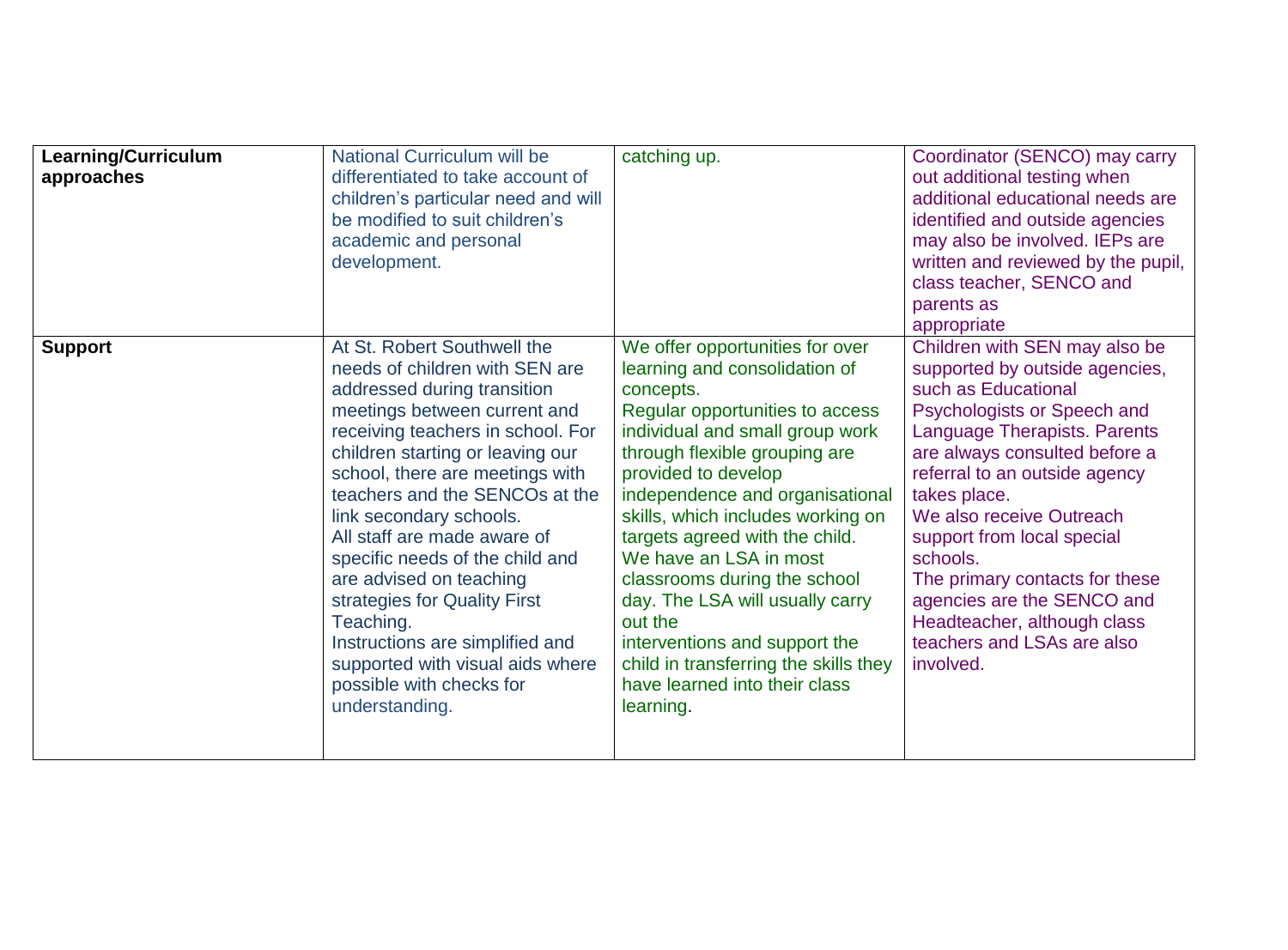| | | | |
|---|---|---|---|
| **Learning/Curriculum approaches** | National Curriculum will be differentiated to take account of children's particular need and will be modified to suit children's academic and personal development. | catching up. | Coordinator (SENCO) may carry out additional testing when additional educational needs are identified and outside agencies may also be involved. IEPs are written and reviewed by the pupil, class teacher, SENCO and parents as appropriate |
| **Support** | At St. Robert Southwell the needs of children with SEN are addressed during transition meetings between current and receiving teachers in school. For children starting or leaving our school, there are meetings with teachers and the SENCOs at the link secondary schools.<br>All staff are made aware of specific needs of the child and are advised on teaching strategies for Quality First Teaching.<br>Instructions are simplified and supported with visual aids where possible with checks for understanding. | We offer opportunities for over learning and consolidation of concepts.<br>Regular opportunities to access individual and small group work through flexible grouping are provided to develop independence and organisational skills, which includes working on targets agreed with the child.<br>We have an LSA in most classrooms during the school day. The LSA will usually carry out the interventions and support the child in transferring the skills they have learned into their class learning. | Children with SEN may also be supported by outside agencies, such as Educational Psychologists or Speech and Language Therapists. Parents are always consulted before a referral to an outside agency takes place.<br>We also receive Outreach support from local special schools.<br>The primary contacts for these agencies are the SENCO and Headteacher, although class teachers and LSAs are also involved. |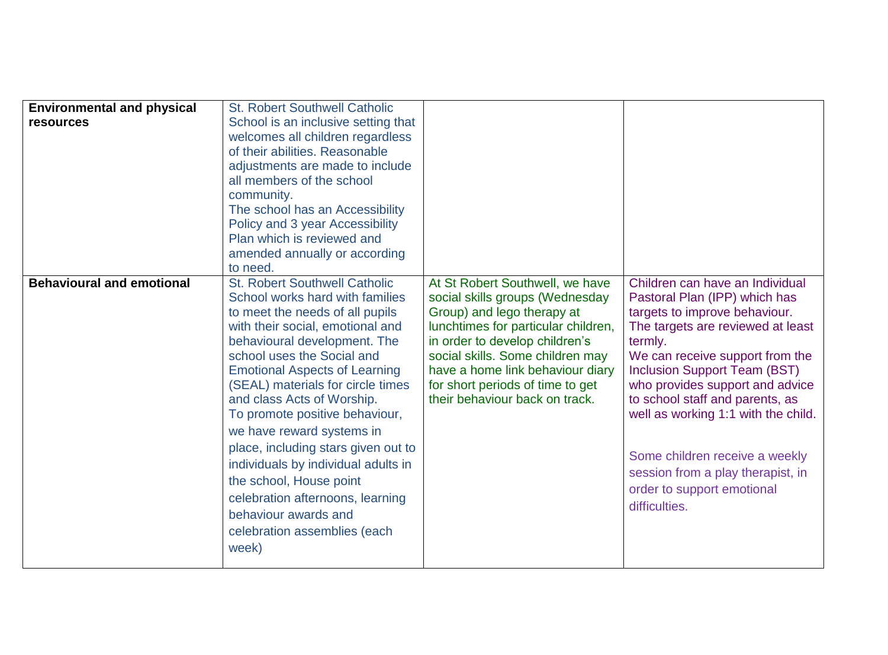| Environmental and physical resources | St. Robert Southwell Catholic School is an inclusive setting that welcomes all children regardless of their abilities. Reasonable adjustments are made to include all members of the school community.<br>The school has an Accessibility Policy and 3 year Accessibility Plan which is reviewed and amended annually or according to need. | | |
|---|---|---|---|
| **Behavioural and emotional** | St. Robert Southwell Catholic School works hard with families to meet the needs of all pupils with their social, emotional and behavioural development. The school uses the Social and Emotional Aspects of Learning (SEAL) materials for circle times and class Acts of Worship.<br>To promote positive behaviour, we have reward systems in place, including stars given out to individuals by individual adults in the school, House point celebration afternoons, learning behaviour awards and celebration assemblies (each week) | At St Robert Southwell, we have social skills groups (Wednesday Group) and lego therapy at lunchtimes for particular children, in order to develop children's social skills. Some children may have a home link behaviour diary for short periods of time to get their behaviour back on track. | Children can have an Individual Pastoral Plan (IPP) which has targets to improve behaviour. The targets are reviewed at least termly.<br>We can receive support from the Inclusion Support Team (BST) who provides support and advice to school staff and parents, as well as working 1:1 with the child.<br><br>Some children receive a weekly session from a play therapist, in order to support emotional difficulties. |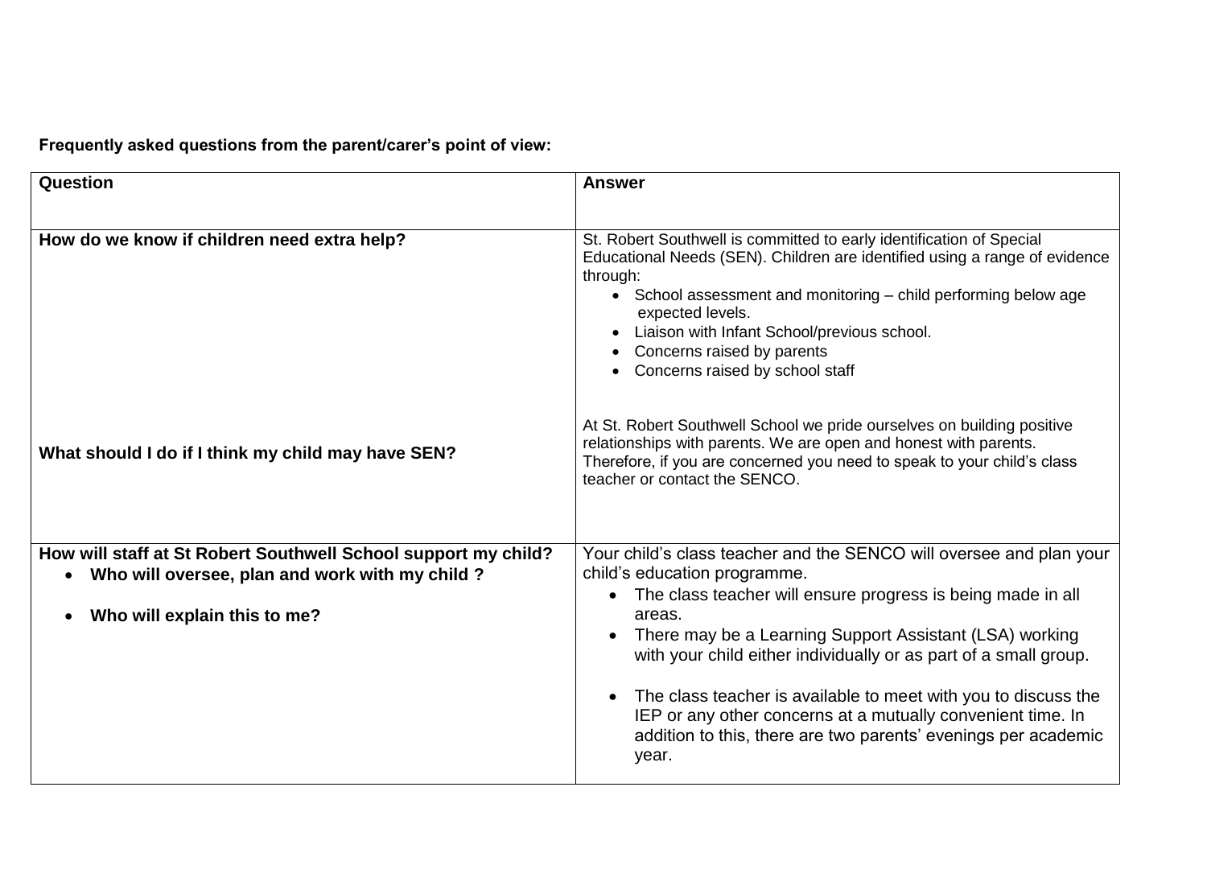**Frequently asked questions from the parent/carer's point of view:**

| Question | Answer |
|---|---|
| **How do we know if children need extra help?** | St. Robert Southwell is committed to early identification of Special Educational Needs (SEN). Children are identified using a range of evidence through:<br>• School assessment and monitoring – child performing below age expected levels.<br>• Liaison with Infant School/previous school.<br>• Concerns raised by parents<br>• Concerns raised by school staff |
| **What should I do if I think my child may have SEN?** | At St. Robert Southwell School we pride ourselves on building positive relationships with parents. We are open and honest with parents. Therefore, if you are concerned you need to speak to your child's class teacher or contact the SENCO. |
| **How will staff at St Robert Southwell School support my child?**<br>• **Who will oversee, plan and work with my child ?**<br>• **Who will explain this to me?** | Your child's class teacher and the SENCO will oversee and plan your child's education programme.<br>• The class teacher will ensure progress is being made in all areas.<br>• There may be a Learning Support Assistant (LSA) working with your child either individually or as part of a small group.<br>• The class teacher is available to meet with you to discuss the IEP or any other concerns at a mutually convenient time. In addition to this, there are two parents' evenings per academic year. |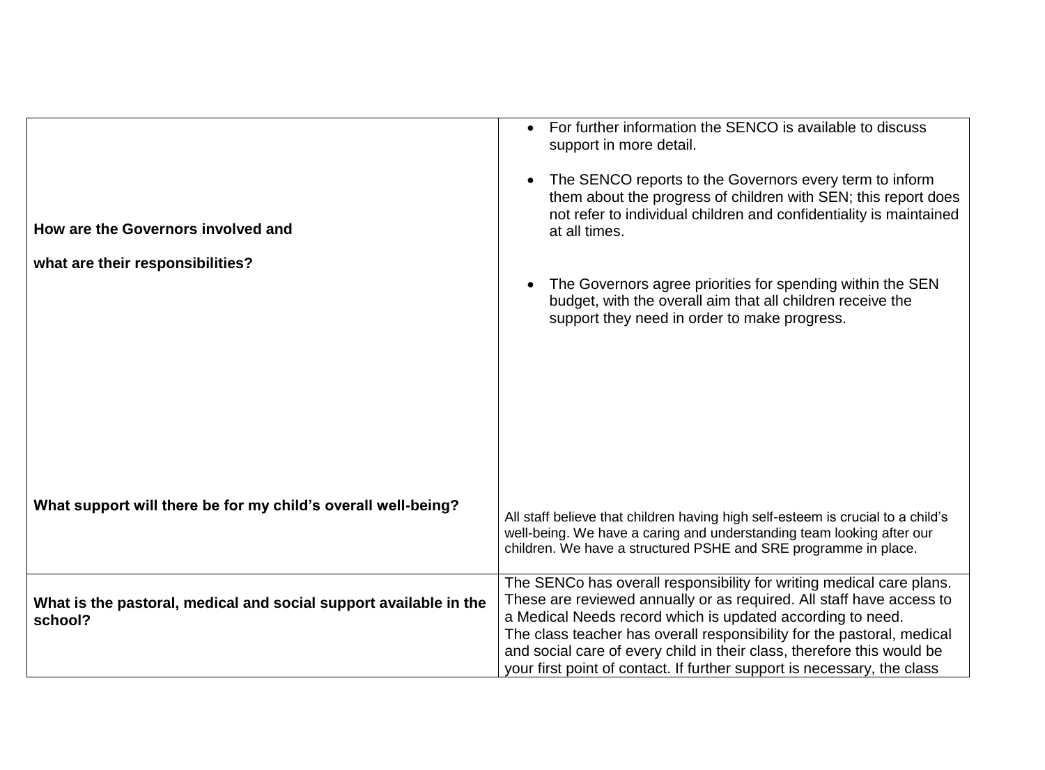| | |
|---|---|
| **How are the Governors involved and what are their responsibilities?** | <ul><li>For further information the SENCO is available to discuss support in more detail.</li><li>The SENCO reports to the Governors every term to inform them about the progress of children with SEN; this report does not refer to individual children and confidentiality is maintained at all times.</li><li>The Governors agree priorities for spending within the SEN budget, with the overall aim that all children receive the support they need in order to make progress.</li></ul> |
| **What support will there be for my child's overall well-being?** | All staff believe that children having high self-esteem is crucial to a child's well-being. We have a caring and understanding team looking after our children. We have a structured PSHE and SRE programme in place. |
| **What is the pastoral, medical and social support available in the school?** | The SENCo has overall responsibility for writing medical care plans. These are reviewed annually or as required. All staff have access to a Medical Needs record which is updated according to need.<br>The class teacher has overall responsibility for the pastoral, medical and social care of every child in their class, therefore this would be your first point of contact. If further support is necessary, the class |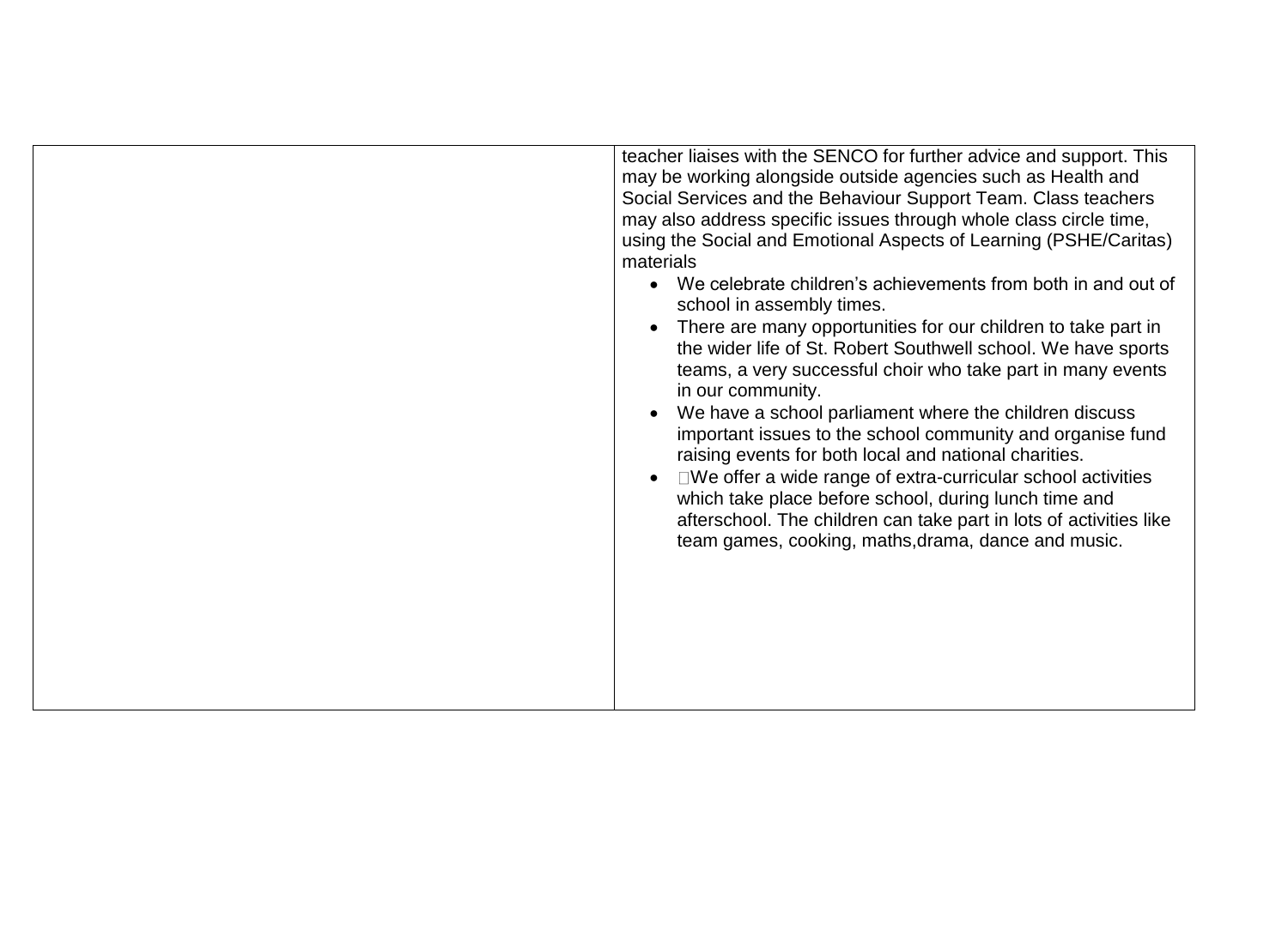| | |
|---|---|
| | teacher liaises with the SENCO for further advice and support. This may be working alongside outside agencies such as Health and Social Services and the Behaviour Support Team. Class teachers may also address specific issues through whole class circle time, using the Social and Emotional Aspects of Learning (PSHE/Caritas) materials<br>• We celebrate children's achievements from both in and out of school in assembly times.<br>• There are many opportunities for our children to take part in the wider life of St. Robert Southwell school. We have sports teams, a very successful choir who take part in many events in our community.<br>• We have a school parliament where the children discuss important issues to the school community and organise fund raising events for both local and national charities.<br>• We offer a wide range of extra-curricular school activities which take place before school, during lunch time and afterschool. The children can take part in lots of activities like team games, cooking, maths,drama, dance and music. |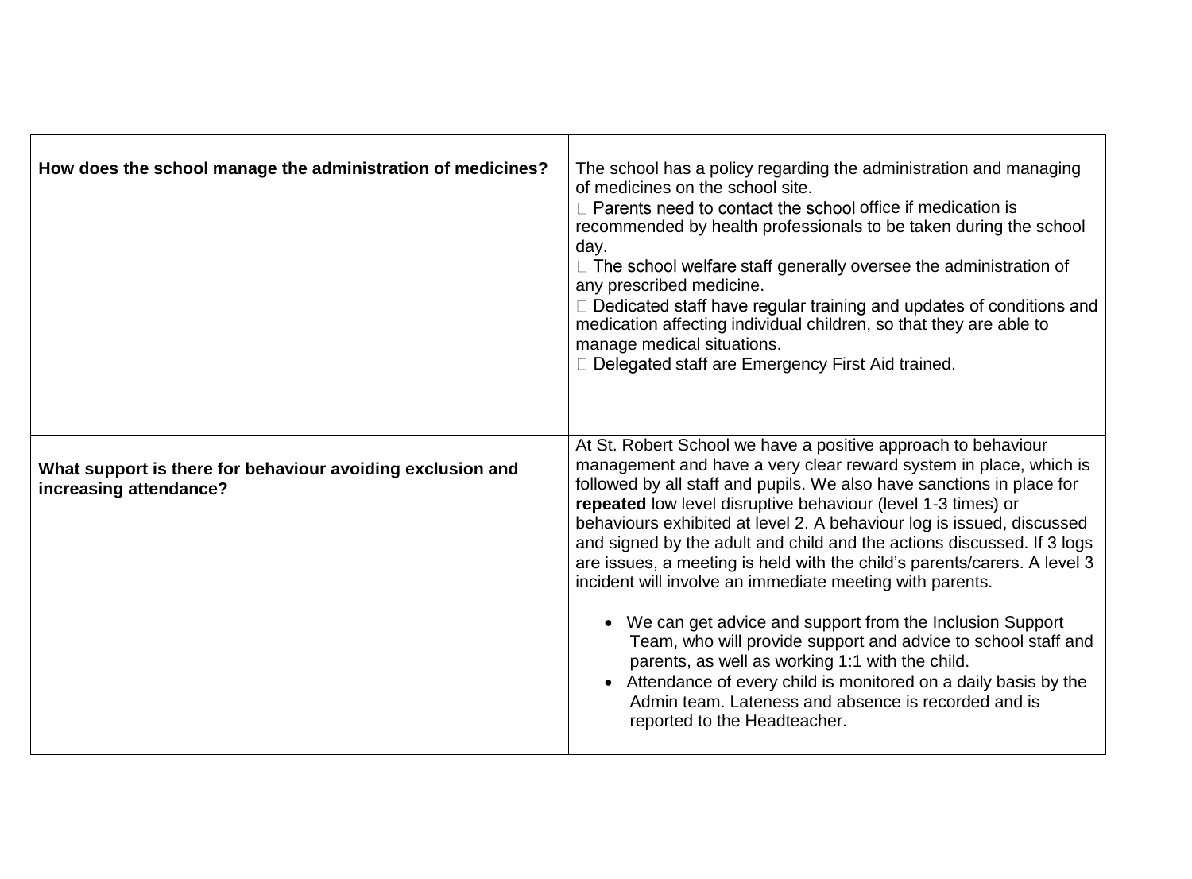| | |
|---|---|
| **How does the school manage the administration of medicines?** | The school has a policy regarding the administration and managing of medicines on the school site.<br> Parents need to contact the school office if medication is recommended by health professionals to be taken during the school day.<br> The school welfare staff generally oversee the administration of any prescribed medicine.<br> Dedicated staff have regular training and updates of conditions and medication affecting individual children, so that they are able to manage medical situations.<br> Delegated staff are Emergency First Aid trained. |
| **What support is there for behaviour avoiding exclusion and increasing attendance?** | At St. Robert School we have a positive approach to behaviour management and have a very clear reward system in place, which is followed by all staff and pupils. We also have sanctions in place for **repeated** low level disruptive behaviour (level 1-3 times) or behaviours exhibited at level 2. A behaviour log is issued, discussed and signed by the adult and child and the actions discussed. If 3 logs are issues, a meeting is held with the child's parents/carers. A level 3 incident will involve an immediate meeting with parents.<br><br>• We can get advice and support from the Inclusion Support Team, who will provide support and advice to school staff and parents, as well as working 1:1 with the child.<br>• Attendance of every child is monitored on a daily basis by the Admin team. Lateness and absence is recorded and is reported to the Headteacher. |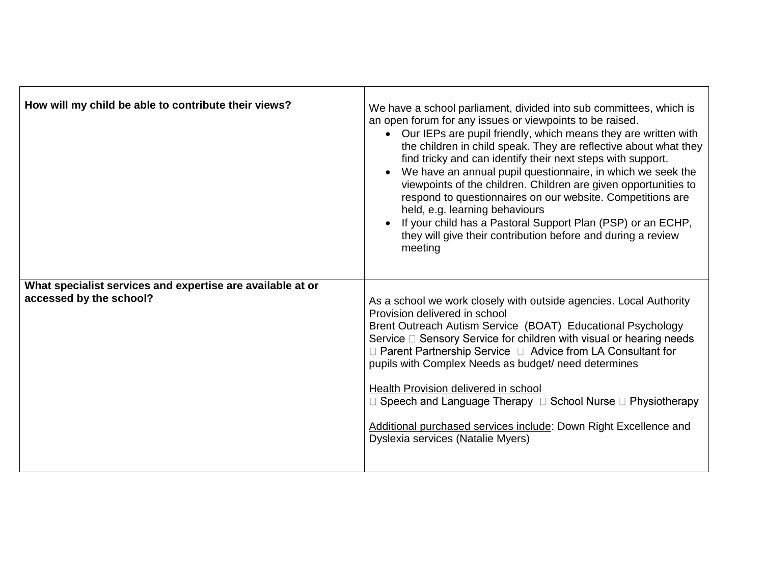| | |
|---|---|
| **How will my child be able to contribute their views?** | We have a school parliament, divided into sub committees, which is an open forum for any issues or viewpoints to be raised.<br>• Our IEPs are pupil friendly, which means they are written with the children in child speak. They are reflective about what they find tricky and can identify their next steps with support.<br>• We have an annual pupil questionnaire, in which we seek the viewpoints of the children. Children are given opportunities to respond to questionnaires on our website. Competitions are held, e.g. learning behaviours<br>• If your child has a Pastoral Support Plan (PSP) or an ECHP, they will give their contribution before and during a review meeting |
| **What specialist services and expertise are available at or accessed by the school?** | As a school we work closely with outside agencies. Local Authority Provision delivered in school<br>Brent Outreach Autism Service (BOAT) Educational Psychology Service  Sensory Service for children with visual or hearing needs  Parent Partnership Service  Advice from LA Consultant for pupils with Complex Needs as budget/ need determines<br><br><u>Health Provision delivered in school</u><br> Speech and Language Therapy  School Nurse  Physiotherapy<br><br><u>Additional purchased services include</u>: Down Right Excellence and Dyslexia services (Natalie Myers) |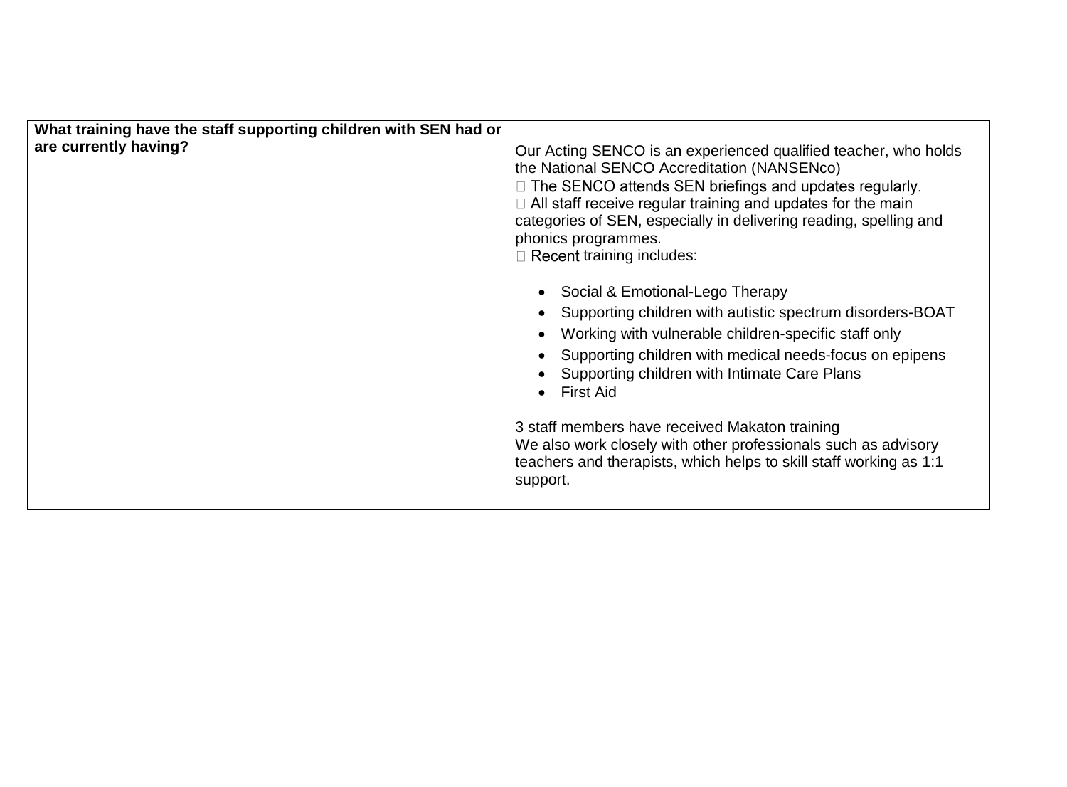| What training have the staff supporting children with SEN had or are currently having? | Our Acting SENCO is an experienced qualified teacher, who holds the National SENCO Accreditation (NANSENco)<br>□ The SENCO attends SEN briefings and updates regularly.<br>□ All staff receive regular training and updates for the main categories of SEN, especially in delivering reading, spelling and phonics programmes.<br>□ Recent training includes:<br><br>• Social & Emotional-Lego Therapy<br>• Supporting children with autistic spectrum disorders-BOAT<br>• Working with vulnerable children-specific staff only<br>• Supporting children with medical needs-focus on epipens<br>• Supporting children with Intimate Care Plans<br>• First Aid<br><br>3 staff members have received Makaton training<br>We also work closely with other professionals such as advisory teachers and therapists, which helps to skill staff working as 1:1 support. |
|---|---|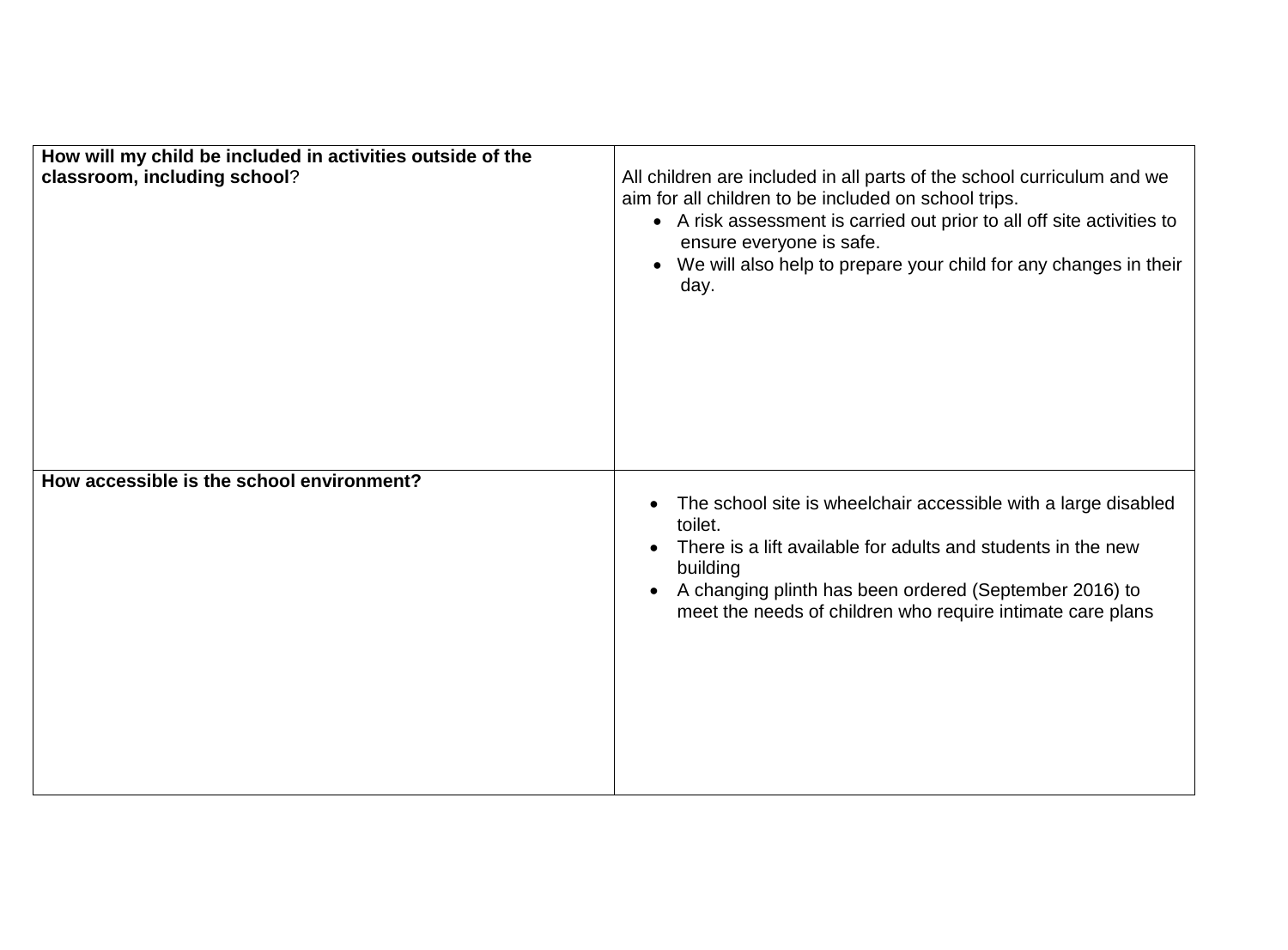| | |
|---|---|
| **How will my child be included in activities outside of the classroom, including school**? | All children are included in all parts of the school curriculum and we aim for all children to be included on school trips.<br>• A risk assessment is carried out prior to all off site activities to ensure everyone is safe.<br>• We will also help to prepare your child for any changes in their day. |
| **How accessible is the school environment?** | • The school site is wheelchair accessible with a large disabled toilet.<br>• There is a lift available for adults and students in the new building<br>• A changing plinth has been ordered (September 2016) to meet the needs of children who require intimate care plans |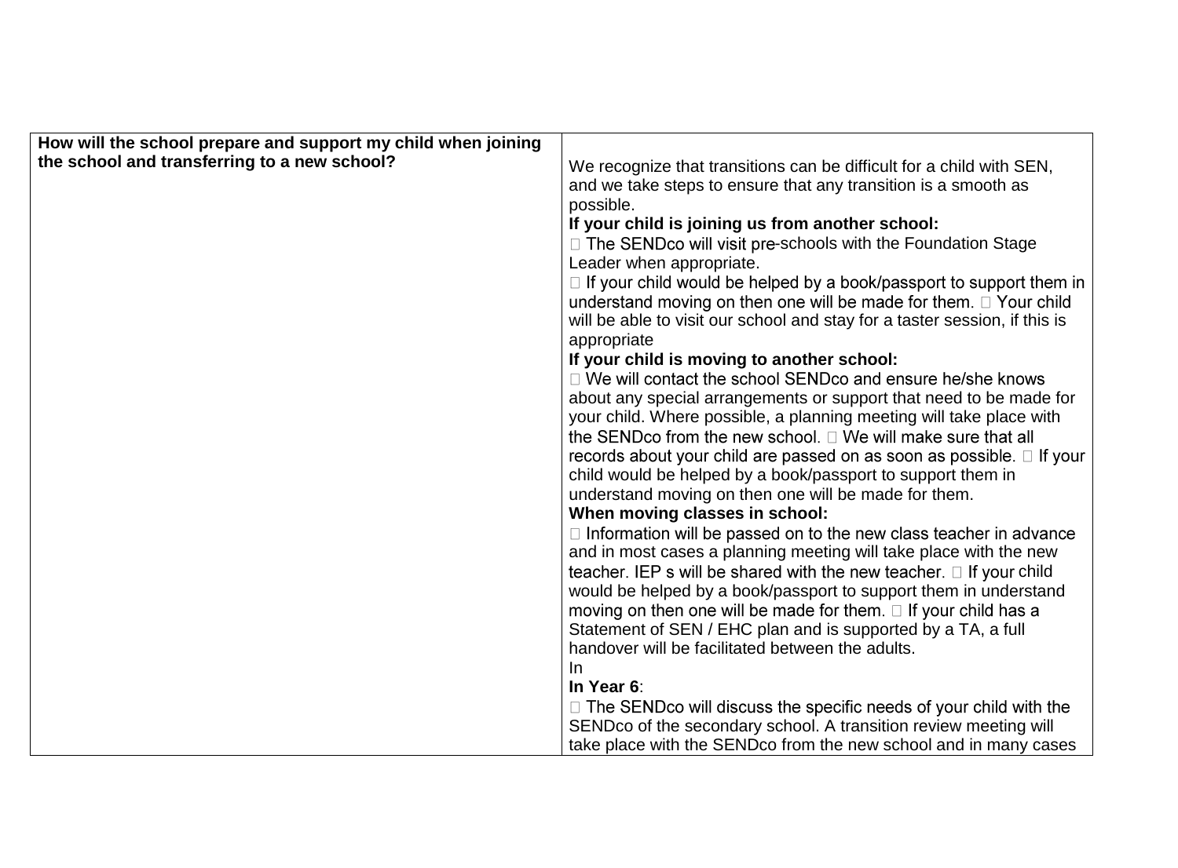| How will the school prepare and support my child when joining the school and transferring to a new school? | We recognize that transitions can be difficult for a child with SEN, and we take steps to ensure that any transition is a smooth as possible.<br>**If your child is joining us from another school:**<br> The SENDco will visit pre-schools with the Foundation Stage Leader when appropriate.<br> If your child would be helped by a book/passport to support them in understand moving on then one will be made for them.  Your child will be able to visit our school and stay for a taster session, if this is appropriate<br>**If your child is moving to another school:**<br> We will contact the school SENDco and ensure he/she knows about any special arrangements or support that need to be made for your child. Where possible, a planning meeting will take place with the SENDco from the new school.  We will make sure that all records about your child are passed on as soon as possible.  If your child would be helped by a book/passport to support them in understand moving on then one will be made for them.<br>**When moving classes in school:**<br> Information will be passed on to the new class teacher in advance and in most cases a planning meeting will take place with the new teacher. IEP s will be shared with the new teacher.  If your child would be helped by a book/passport to support them in understand moving on then one will be made for them.  If your child has a Statement of SEN / EHC plan and is supported by a TA, a full handover will be facilitated between the adults.<br>In<br>**In Year 6**:<br> The SENDco will discuss the specific needs of your child with the SENDco of the secondary school. A transition review meeting will take place with the SENDco from the new school and in many cases |
|---|---|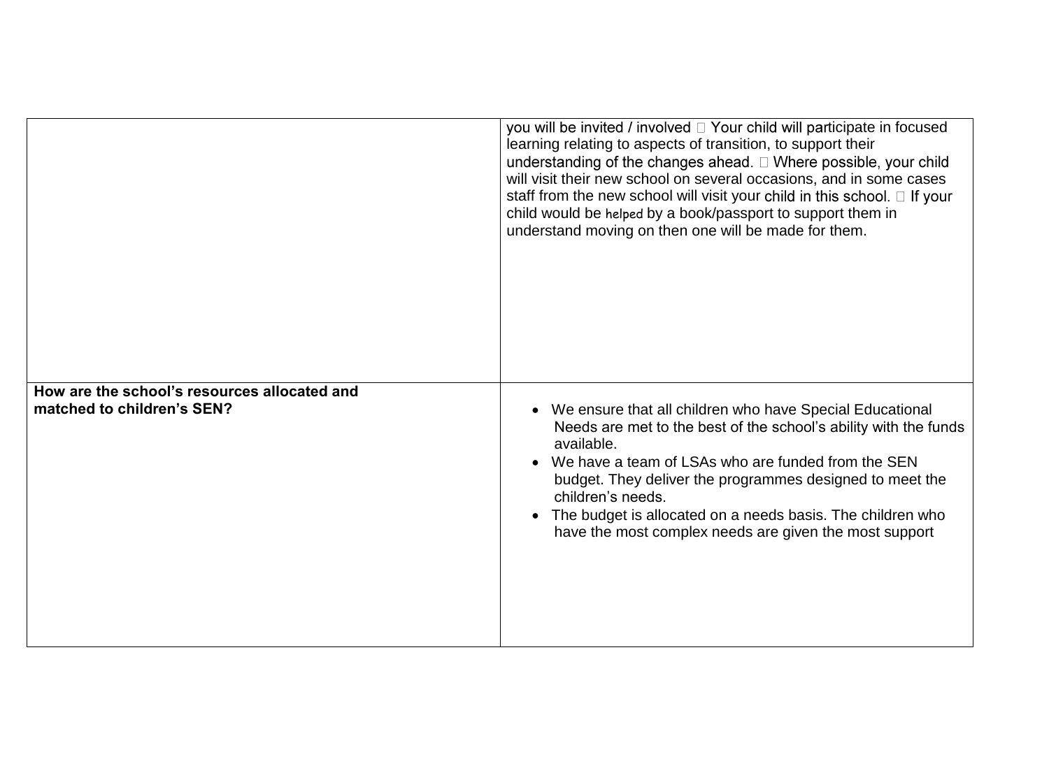| | |
|---|---|
| | you will be invited / involved  Your child will participate in focused learning relating to aspects of transition, to support their understanding of the changes ahead.  Where possible, your child will visit their new school on several occasions, and in some cases staff from the new school will visit your child in this school.  If your child would be helped by a book/passport to support them in understand moving on then one will be made for them. |
| **How are the school's resources allocated and matched to children's SEN?** | • We ensure that all children who have Special Educational Needs are met to the best of the school's ability with the funds available.<br>• We have a team of LSAs who are funded from the SEN budget. They deliver the programmes designed to meet the children's needs.<br>• The budget is allocated on a needs basis. The children who have the most complex needs are given the most support |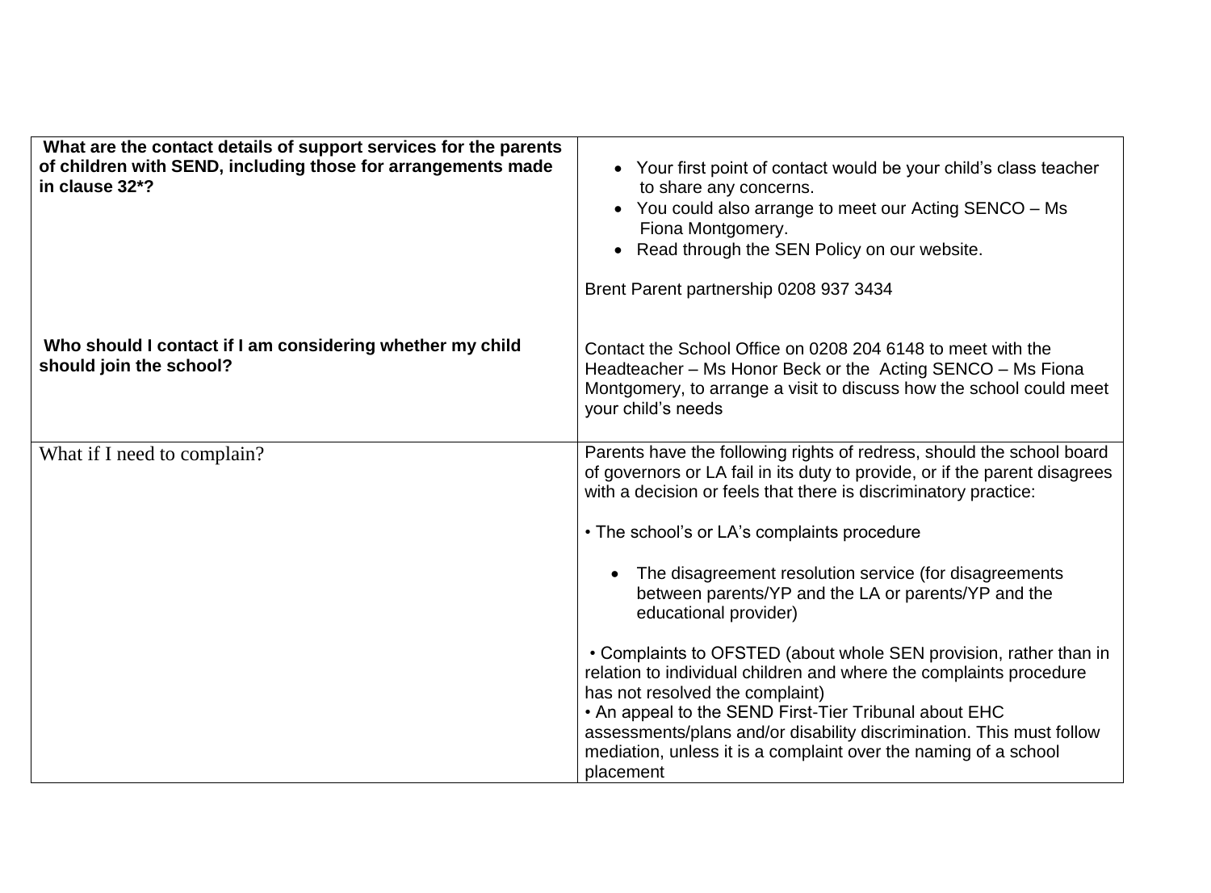| | |
|---|---|
| **What are the contact details of support services for the parents of children with SEND, including those for arrangements made in clause 32*?**<br><br><br><br><br><br>**Who should I contact if I am considering whether my child should join the school?** | • Your first point of contact would be your child's class teacher to share any concerns.<br>• You could also arrange to meet our Acting SENCO – Ms Fiona Montgomery.<br>• Read through the SEN Policy on our website.<br><br>Brent Parent partnership 0208 937 3434<br><br><br>Contact the School Office on 0208 204 6148 to meet with the Headteacher – Ms Honor Beck or the Acting SENCO – Ms Fiona Montgomery, to arrange a visit to discuss how the school could meet your child's needs |
| What if I need to complain? | Parents have the following rights of redress, should the school board of governors or LA fail in its duty to provide, or if the parent disagrees with a decision or feels that there is discriminatory practice:<br><br>• The school's or LA's complaints procedure<br><br>• The disagreement resolution service (for disagreements between parents/YP and the LA or parents/YP and the educational provider)<br><br>• Complaints to OFSTED (about whole SEN provision, rather than in relation to individual children and where the complaints procedure has not resolved the complaint)<br>• An appeal to the SEND First-Tier Tribunal about EHC assessments/plans and/or disability discrimination. This must follow mediation, unless it is a complaint over the naming of a school placement |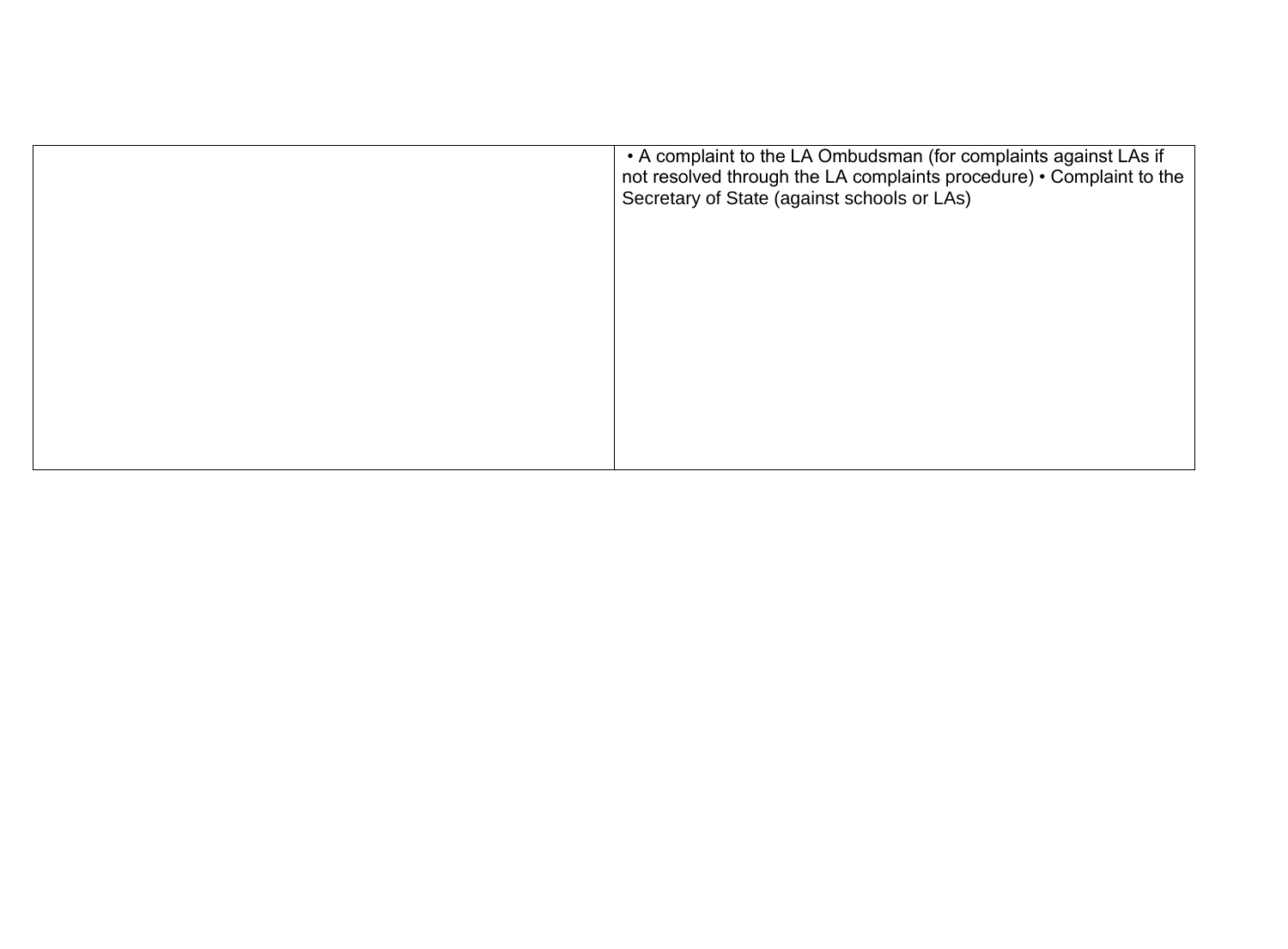| | |
|---|---|
| | • A complaint to the LA Ombudsman (for complaints against LAs if not resolved through the LA complaints procedure) • Complaint to the Secretary of State (against schools or LAs) |